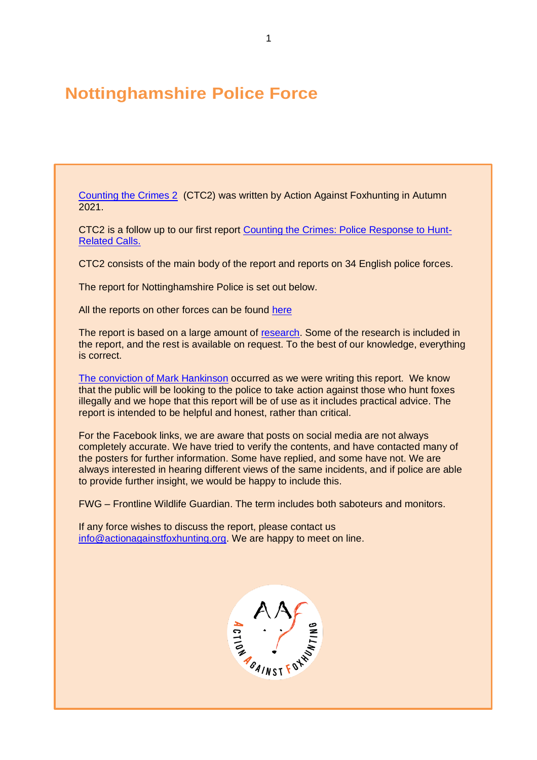# Nottinghamshire Police Force

[Counting the Crimes 2](#) (CTC2) was written by Action Against Foxhunting in Autumn 2021.

CTC2 is a follow up to our first report [Counting the Crimes: Police Response to Hunt-Related Calls.](#)

CTC2 consists of the main body of the report and reports on 34 English police forces.

The report for Nottinghamshire Police is set out below.

All the reports on other forces can be found [here](#)

The report is based on a large amount of [research](#). Some of the research is included in the report, and the rest is available on request. To the best of our knowledge, everything is correct.

[The conviction of Mark Hankinson](#) occurred as we were writing this report. We know that the public will be looking to the police to take action against those who hunt foxes illegally and we hope that this report will be of use as it includes practical advice. The report is intended to be helpful and honest, rather than critical.

For the Facebook links, we are aware that posts on social media are not always completely accurate. We have tried to verify the contents, and have contacted many of the posters for further information. Some have replied, and some have not. We are always interested in hearing different views of the same incidents, and if police are able to provide further insight, we would be happy to include this.

FWG – Frontline Wildlife Guardian. The term includes both saboteurs and monitors.

If any force wishes to discuss the report, please contact us info@actionagainstfoxhunting.org. We are happy to meet on line.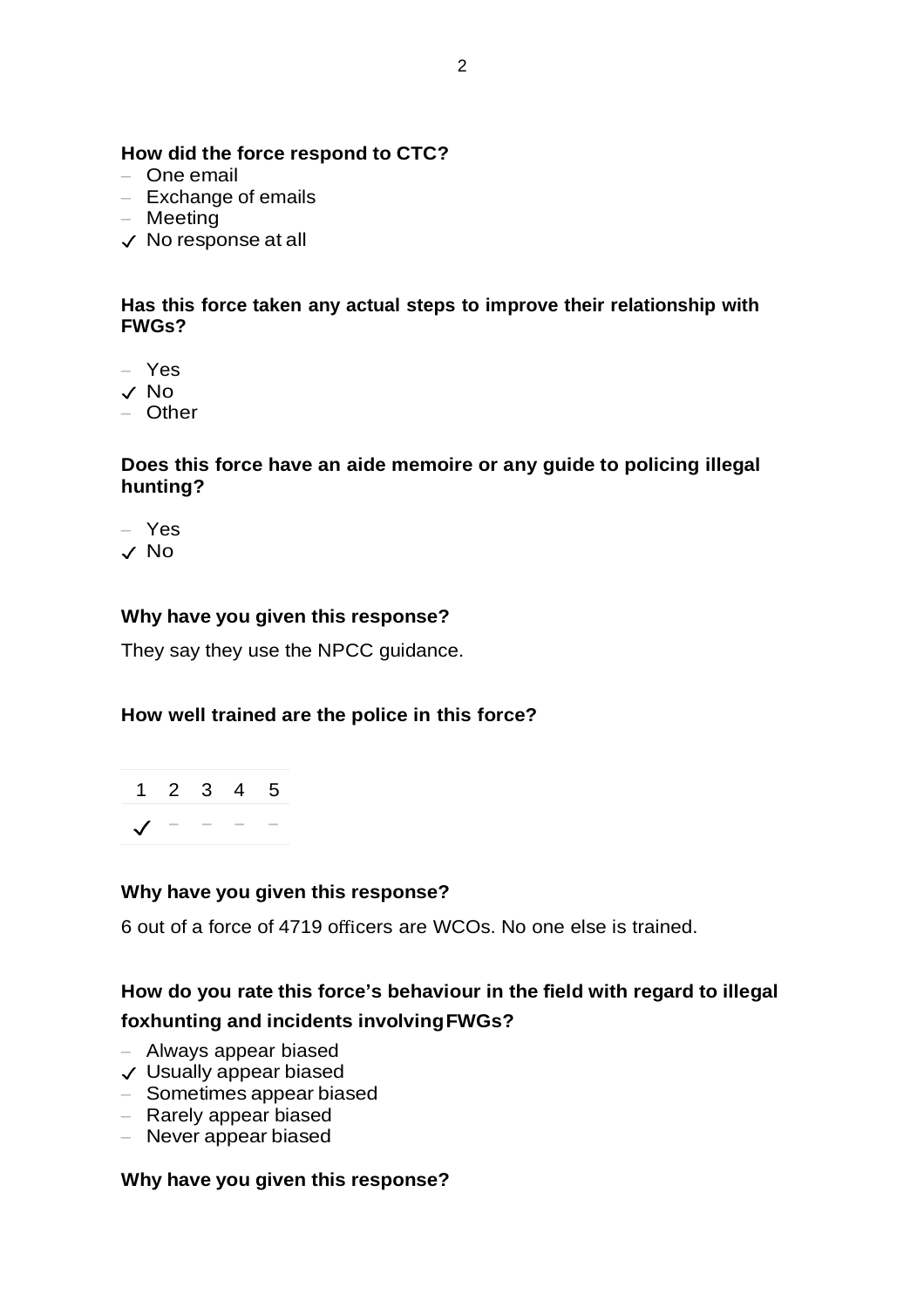**How did the force respond to CTC?**

- One email
- Exchange of emails
- Meeting
- ✓ No response at all

**Has this force taken any actual steps to improve their relationship with FWGs?**

- Yes
- ✓ No
- Other

**Does this force have an aide memoire or any guide to policing illegal hunting?**

- Yes
- ✓ No

**Why have you given this response?**

They say they use the NPCC guidance.

**How well trained are the police in this force?**

| 1 | 2 | 3 | 4 | 5 |
|---|---|---|---|---|
| ✓ | – | – | – | – |

**Why have you given this response?**

6 out of a force of 4719 officers are WCOs. No one else is trained.

**How do you rate this force's behaviour in the field with regard to illegal foxhunting and incidents involving FWGs?**

- Always appear biased
- ✓ Usually appear biased
- Sometimes appear biased
- Rarely appear biased
- Never appear biased

**Why have you given this response?**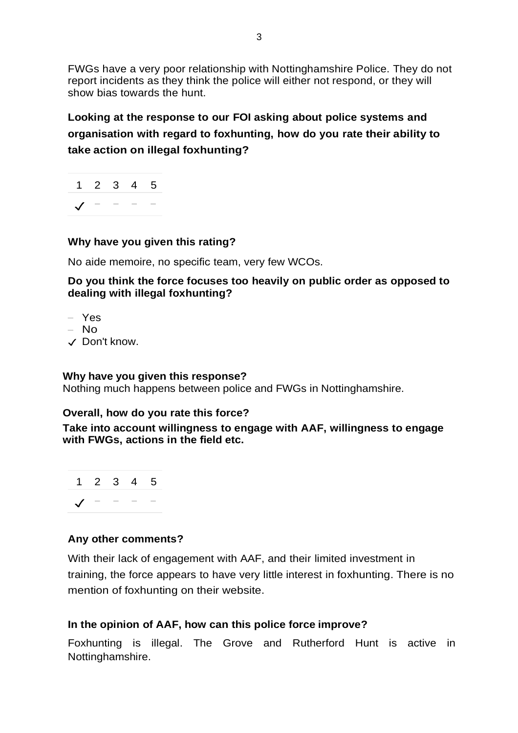FWGs have a very poor relationship with Nottinghamshire Police. They do not report incidents as they think the police will either not respond, or they will show bias towards the hunt.

**Looking at the response to our FOI asking about police systems and organisation with regard to foxhunting, how do you rate their ability to take action on illegal foxhunting?**

| 1 | 2 | 3 | 4 | 5 |
|---|---|---|---|---|
| ✓ | – | – | – | – |

**Why have you given this rating?**

No aide memoire, no specific team, very few WCOs.

**Do you think the force focuses too heavily on public order as opposed to dealing with illegal foxhunting?**

– Yes
– No
✓ Don't know.

**Why have you given this response?**

Nothing much happens between police and FWGs in Nottinghamshire.

**Overall, how do you rate this force?**

**Take into account willingness to engage with AAF, willingness to engage with FWGs, actions in the field etc.**

| 1 | 2 | 3 | 4 | 5 |
|---|---|---|---|---|
| ✓ | – | – | – | – |

**Any other comments?**

With their lack of engagement with AAF, and their limited investment in training, the force appears to have very little interest in foxhunting. There is no mention of foxhunting on their website.

**In the opinion of AAF, how can this police force improve?**

Foxhunting is illegal. The Grove and Rutherford Hunt is active in Nottinghamshire.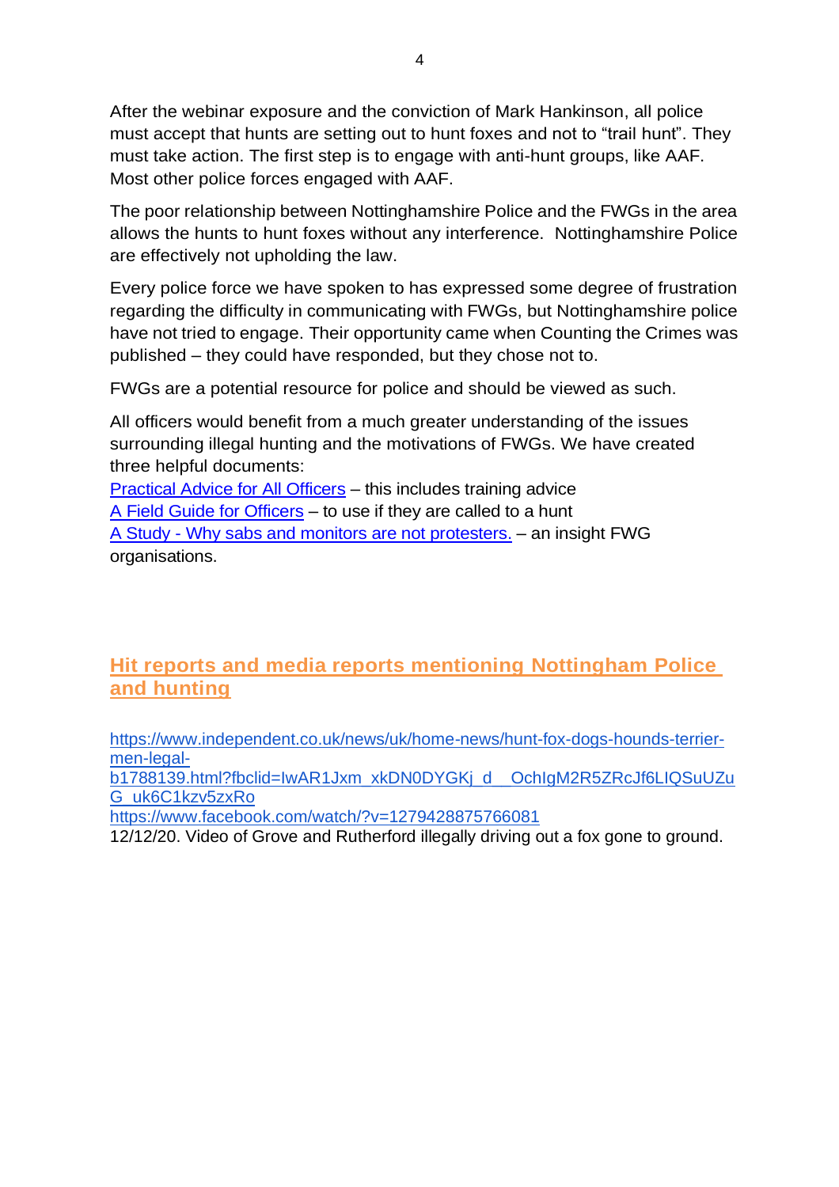After the webinar exposure and the conviction of Mark Hankinson, all police must accept that hunts are setting out to hunt foxes and not to "trail hunt". They must take action. The first step is to engage with anti-hunt groups, like AAF. Most other police forces engaged with AAF.

The poor relationship between Nottinghamshire Police and the FWGs in the area allows the hunts to hunt foxes without any interference. Nottinghamshire Police are effectively not upholding the law.

Every police force we have spoken to has expressed some degree of frustration regarding the difficulty in communicating with FWGs, but Nottinghamshire police have not tried to engage. Their opportunity came when Counting the Crimes was published – they could have responded, but they chose not to.

FWGs are a potential resource for police and should be viewed as such.

All officers would benefit from a much greater understanding of the issues surrounding illegal hunting and the motivations of FWGs. We have created three helpful documents:
Practical Advice for All Officers – this includes training advice
A Field Guide for Officers – to use if they are called to a hunt
A Study - Why sabs and monitors are not protesters. – an insight FWG organisations.

## Hit reports and media reports mentioning Nottingham Police and hunting

https://www.independent.co.uk/news/uk/home-news/hunt-fox-dogs-hounds-terrier-men-legal-b1788139.html?fbclid=IwAR1Jxm_xkDN0DYGKj_d__OchIgM2R5ZRcJf6LIQSuUZuG_uk6C1kzv5zxRo
https://www.facebook.com/watch/?v=1279428875766081
12/12/20. Video of Grove and Rutherford illegally driving out a fox gone to ground.